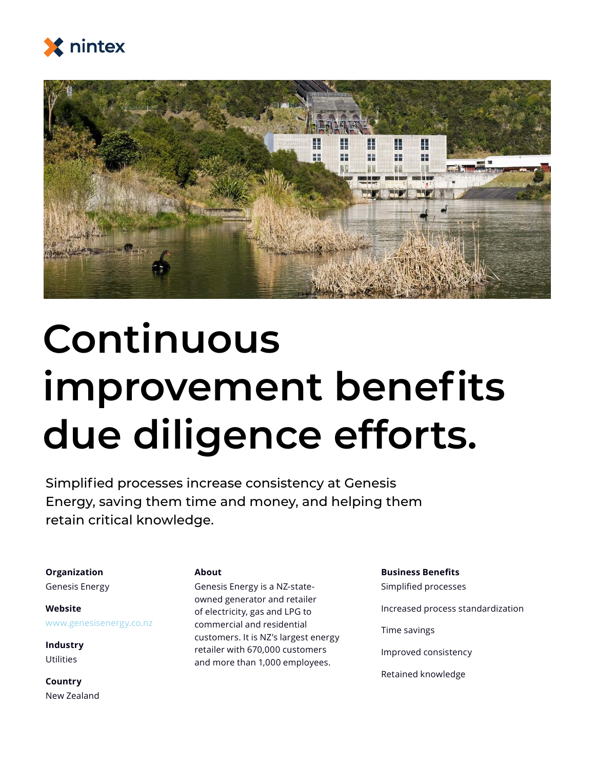nintex

# Continuous improvement benefits due diligence efforts.

Simplified processes increase consistency at Genesis Energy, saving them time and money, and helping them retain critical knowledge.

**Organization**
Genesis Energy

**Website**
www.genesisenergy.co.nz

**Industry**
Utilities

**Country**
New Zealand

**About**
Genesis Energy is a NZ-state-owned generator and retailer of electricity, gas and LPG to commercial and residential customers. It is NZ's largest energy retailer with 670,000 customers and more than 1,000 employees.

**Business Benefits**

Simplified processes

Increased process standardization

Time savings

Improved consistency

Retained knowledge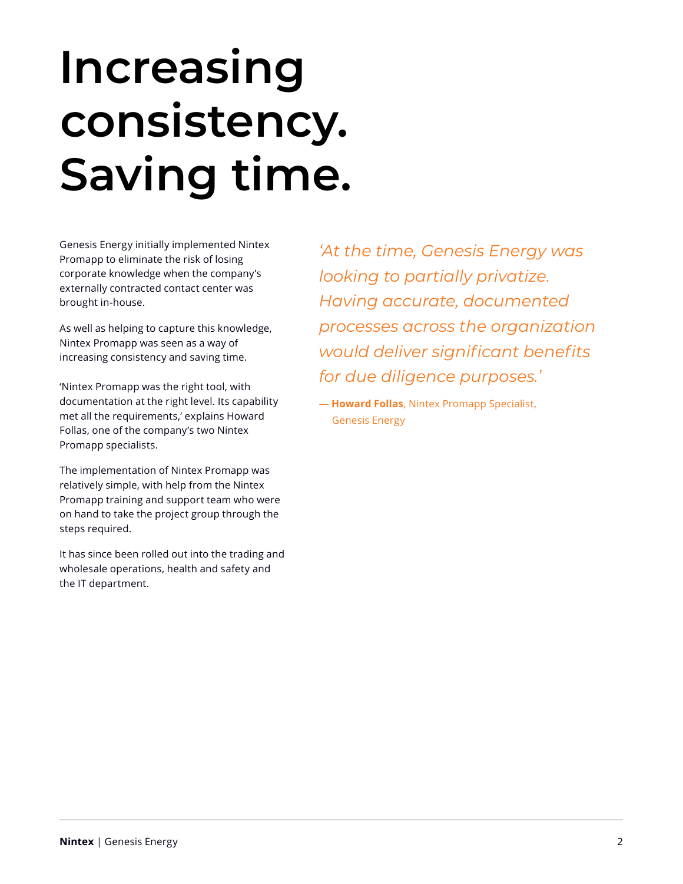# Increasing consistency. Saving time.

Genesis Energy initially implemented Nintex Promapp to eliminate the risk of losing corporate knowledge when the company's externally contracted contact center was brought in-house.

As well as helping to capture this knowledge, Nintex Promapp was seen as a way of increasing consistency and saving time.

'Nintex Promapp was the right tool, with documentation at the right level. Its capability met all the requirements,' explains Howard Follas, one of the company's two Nintex Promapp specialists.

The implementation of Nintex Promapp was relatively simple, with help from the Nintex Promapp training and support team who were on hand to take the project group through the steps required.

It has since been rolled out into the trading and wholesale operations, health and safety and the IT department.

> *'At the time, Genesis Energy was looking to partially privatize. Having accurate, documented processes across the organization would deliver significant benefits for due diligence purposes.'*
>
> — **Howard Follas**, Nintex Promapp Specialist, Genesis Energy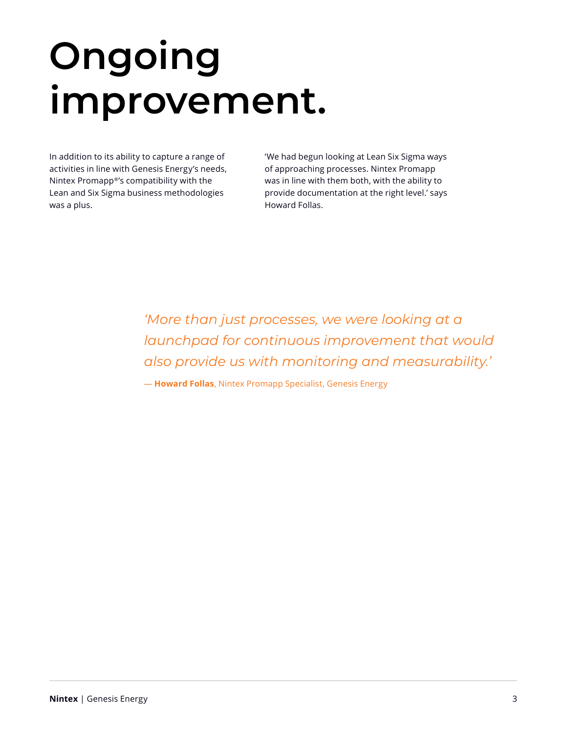# Ongoing improvement.

In addition to its ability to capture a range of activities in line with Genesis Energy's needs, Nintex Promapp®'s compatibility with the Lean and Six Sigma business methodologies was a plus.

'We had begun looking at Lean Six Sigma ways of approaching processes. Nintex Promapp was in line with them both, with the ability to provide documentation at the right level.' says Howard Follas.

> *'More than just processes, we were looking at a launchpad for continuous improvement that would also provide us with monitoring and measurability.'*
>
> — **Howard Follas**, Nintex Promapp Specialist, Genesis Energy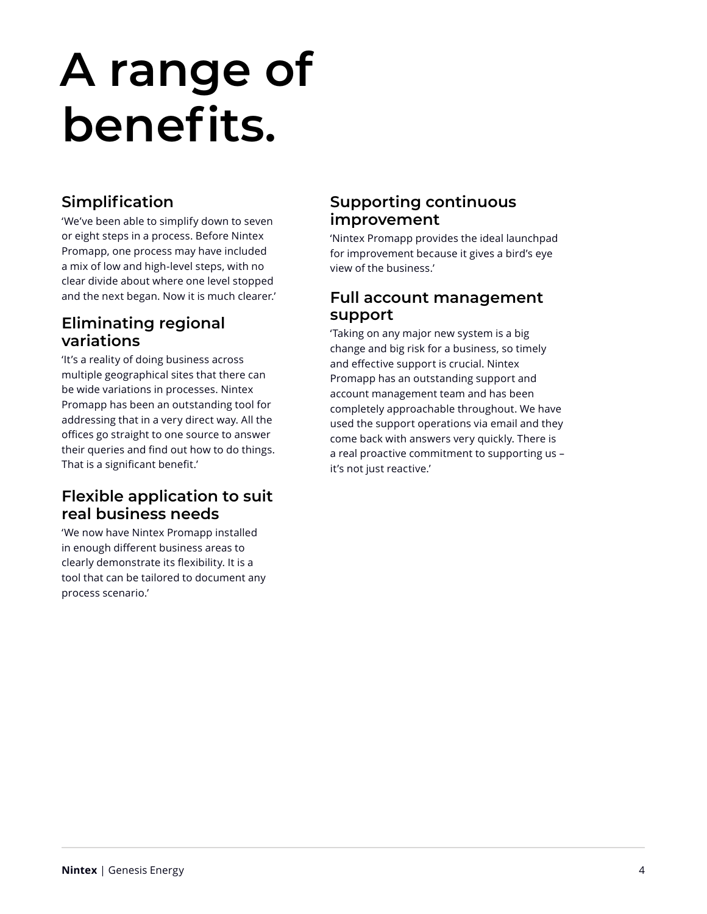# A range of benefits.

## Simplification

'We've been able to simplify down to seven or eight steps in a process. Before Nintex Promapp, one process may have included a mix of low and high-level steps, with no clear divide about where one level stopped and the next began. Now it is much clearer.'

## Eliminating regional variations

'It's a reality of doing business across multiple geographical sites that there can be wide variations in processes. Nintex Promapp has been an outstanding tool for addressing that in a very direct way. All the offices go straight to one source to answer their queries and find out how to do things. That is a significant benefit.'

## Flexible application to suit real business needs

'We now have Nintex Promapp installed in enough different business areas to clearly demonstrate its flexibility. It is a tool that can be tailored to document any process scenario.'

## Supporting continuous improvement

'Nintex Promapp provides the ideal launchpad for improvement because it gives a bird's eye view of the business.'

## Full account management support

'Taking on any major new system is a big change and big risk for a business, so timely and effective support is crucial. Nintex Promapp has an outstanding support and account management team and has been completely approachable throughout. We have used the support operations via email and they come back with answers very quickly. There is a real proactive commitment to supporting us – it's not just reactive.'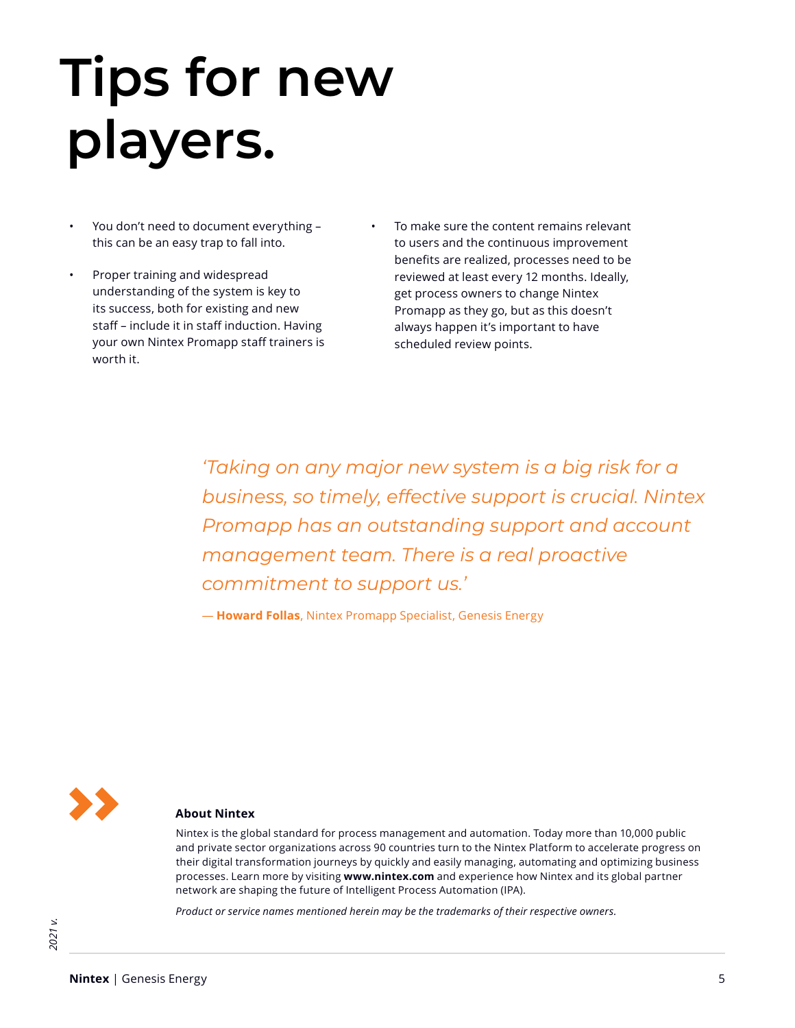# Tips for new players.

- You don't need to document everything – this can be an easy trap to fall into.
- Proper training and widespread understanding of the system is key to its success, both for existing and new staff – include it in staff induction. Having your own Nintex Promapp staff trainers is worth it.
- To make sure the content remains relevant to users and the continuous improvement benefits are realized, processes need to be reviewed at least every 12 months. Ideally, get process owners to change Nintex Promapp as they go, but as this doesn't always happen it's important to have scheduled review points.

> *'Taking on any major new system is a big risk for a business, so timely, effective support is crucial. Nintex Promapp has an outstanding support and account management team. There is a real proactive commitment to support us.'*
>
> — **Howard Follas**, Nintex Promapp Specialist, Genesis Energy

**About Nintex**

Nintex is the global standard for process management and automation. Today more than 10,000 public and private sector organizations across 90 countries turn to the Nintex Platform to accelerate progress on their digital transformation journeys by quickly and easily managing, automating and optimizing business processes. Learn more by visiting **www.nintex.com** and experience how Nintex and its global partner network are shaping the future of Intelligent Process Automation (IPA).

*Product or service names mentioned herein may be the trademarks of their respective owners.*

*2021 v.*